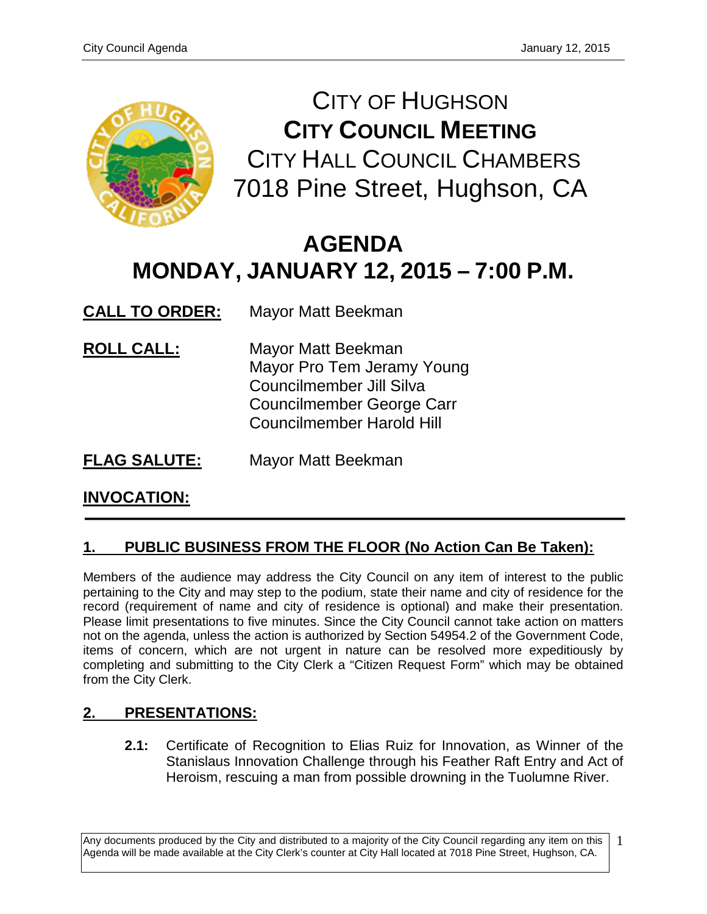# CITY OF HUGHSON
# CITY COUNCIL MEETING
## CITY HALL COUNCIL CHAMBERS
## 7018 Pine Street, Hughson, CA

# AGENDA
# MONDAY, JANUARY 12, 2015 – 7:00 P.M.

**CALL TO ORDER:** Mayor Matt Beekman

**ROLL CALL:**
Mayor Matt Beekman
Mayor Pro Tem Jeramy Young
Councilmember Jill Silva
Councilmember George Carr
Councilmember Harold Hill

**FLAG SALUTE:** Mayor Matt Beekman

**INVOCATION:**

---

## 1. PUBLIC BUSINESS FROM THE FLOOR (No Action Can Be Taken):

Members of the audience may address the City Council on any item of interest to the public pertaining to the City and may step to the podium, state their name and city of residence for the record (requirement of name and city of residence is optional) and make their presentation. Please limit presentations to five minutes. Since the City Council cannot take action on matters not on the agenda, unless the action is authorized by Section 54954.2 of the Government Code, items of concern, which are not urgent in nature can be resolved more expeditiously by completing and submitting to the City Clerk a "Citizen Request Form" which may be obtained from the City Clerk.

## 2. PRESENTATIONS:

**2.1:** Certificate of Recognition to Elias Ruiz for Innovation, as Winner of the Stanislaus Innovation Challenge through his Feather Raft Entry and Act of Heroism, rescuing a man from possible drowning in the Tuolumne River.

Any documents produced by the City and distributed to a majority of the City Council regarding any item on this Agenda will be made available at the City Clerk's counter at City Hall located at 7018 Pine Street, Hughson, CA.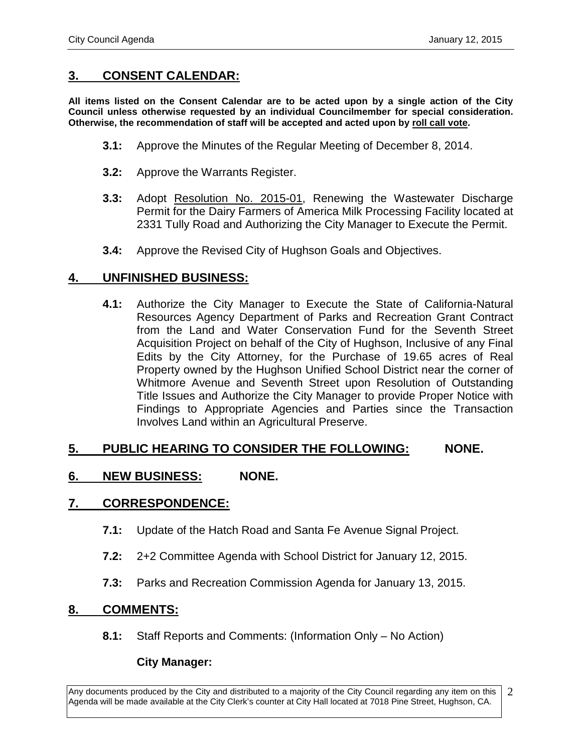## 3. CONSENT CALENDAR:

**All items listed on the Consent Calendar are to be acted upon by a single action of the City Council unless otherwise requested by an individual Councilmember for special consideration. Otherwise, the recommendation of staff will be accepted and acted upon by roll call vote.**

**3.1:** Approve the Minutes of the Regular Meeting of December 8, 2014.

**3.2:** Approve the Warrants Register.

**3.3:** Adopt Resolution No. 2015-01, Renewing the Wastewater Discharge Permit for the Dairy Farmers of America Milk Processing Facility located at 2331 Tully Road and Authorizing the City Manager to Execute the Permit.

**3.4:** Approve the Revised City of Hughson Goals and Objectives.

## 4. UNFINISHED BUSINESS:

**4.1:** Authorize the City Manager to Execute the State of California-Natural Resources Agency Department of Parks and Recreation Grant Contract from the Land and Water Conservation Fund for the Seventh Street Acquisition Project on behalf of the City of Hughson, Inclusive of any Final Edits by the City Attorney, for the Purchase of 19.65 acres of Real Property owned by the Hughson Unified School District near the corner of Whitmore Avenue and Seventh Street upon Resolution of Outstanding Title Issues and Authorize the City Manager to provide Proper Notice with Findings to Appropriate Agencies and Parties since the Transaction Involves Land within an Agricultural Preserve.

## 5. PUBLIC HEARING TO CONSIDER THE FOLLOWING: NONE.

## 6. NEW BUSINESS: NONE.

## 7. CORRESPONDENCE:

**7.1:** Update of the Hatch Road and Santa Fe Avenue Signal Project.

**7.2:** 2+2 Committee Agenda with School District for January 12, 2015.

**7.3:** Parks and Recreation Commission Agenda for January 13, 2015.

## 8. COMMENTS:

**8.1:** Staff Reports and Comments: (Information Only – No Action)

**City Manager:**

Any documents produced by the City and distributed to a majority of the City Council regarding any item on this Agenda will be made available at the City Clerk's counter at City Hall located at 7018 Pine Street, Hughson, CA.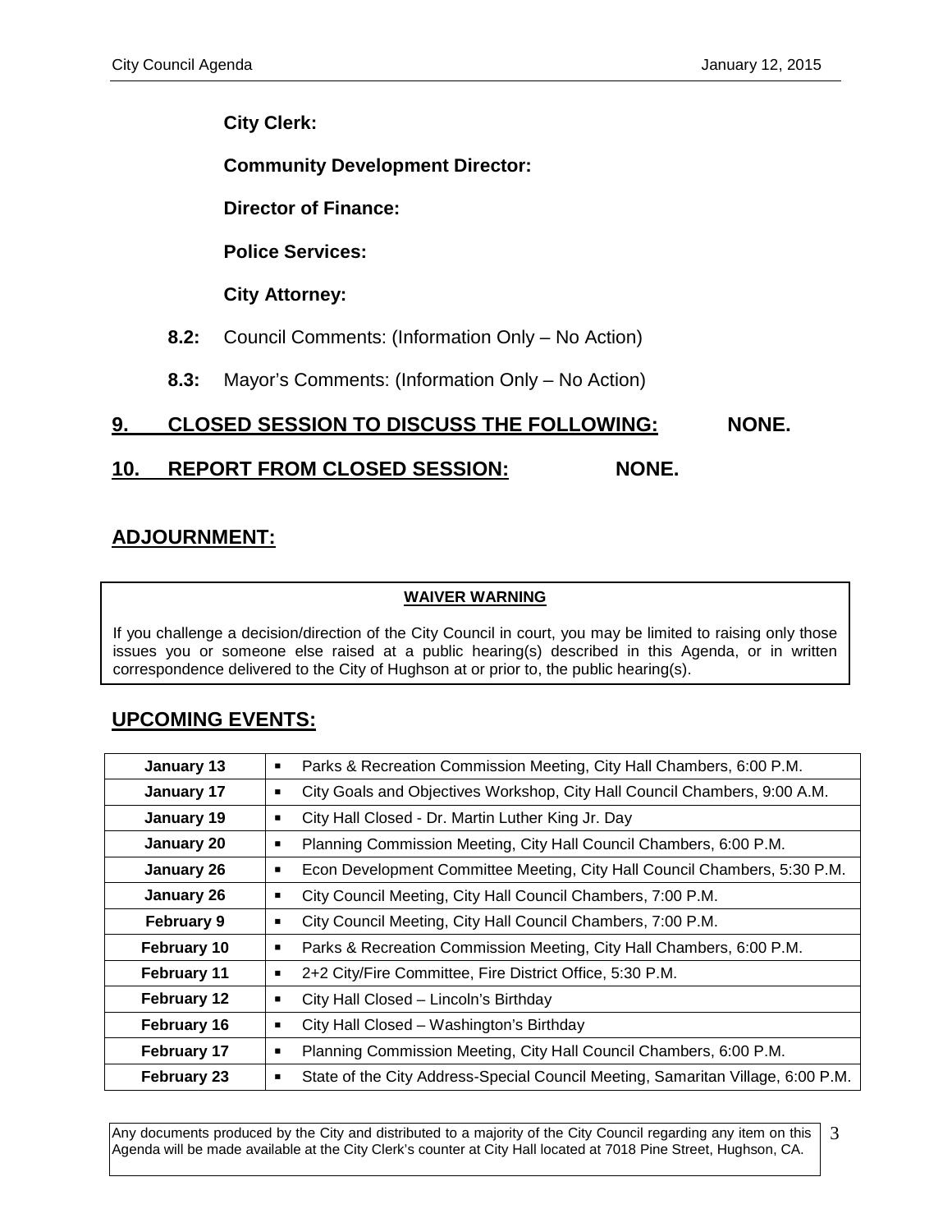**City Clerk:**

**Community Development Director:**

**Director of Finance:**

**Police Services:**

**City Attorney:**

**8.2:** Council Comments: (Information Only – No Action)

**8.3:** Mayor's Comments: (Information Only – No Action)

## 9. CLOSED SESSION TO DISCUSS THE FOLLOWING: NONE.

## 10. REPORT FROM CLOSED SESSION: NONE.

## ADJOURNMENT:

**WAIVER WARNING**

If you challenge a decision/direction of the City Council in court, you may be limited to raising only those issues you or someone else raised at a public hearing(s) described in this Agenda, or in written correspondence delivered to the City of Hughson at or prior to, the public hearing(s).

## UPCOMING EVENTS:

| | |
|---|---|
| **January 13** | ▪ Parks & Recreation Commission Meeting, City Hall Chambers, 6:00 P.M. |
| **January 17** | ▪ City Goals and Objectives Workshop, City Hall Council Chambers, 9:00 A.M. |
| **January 19** | ▪ City Hall Closed - Dr. Martin Luther King Jr. Day |
| **January 20** | ▪ Planning Commission Meeting, City Hall Council Chambers, 6:00 P.M. |
| **January 26** | ▪ Econ Development Committee Meeting, City Hall Council Chambers, 5:30 P.M. |
| **January 26** | ▪ City Council Meeting, City Hall Council Chambers, 7:00 P.M. |
| **February 9** | ▪ City Council Meeting, City Hall Council Chambers, 7:00 P.M. |
| **February 10** | ▪ Parks & Recreation Commission Meeting, City Hall Chambers, 6:00 P.M. |
| **February 11** | ▪ 2+2 City/Fire Committee, Fire District Office, 5:30 P.M. |
| **February 12** | ▪ City Hall Closed – Lincoln's Birthday |
| **February 16** | ▪ City Hall Closed – Washington's Birthday |
| **February 17** | ▪ Planning Commission Meeting, City Hall Council Chambers, 6:00 P.M. |
| **February 23** | ▪ State of the City Address-Special Council Meeting, Samaritan Village, 6:00 P.M. |

Any documents produced by the City and distributed to a majority of the City Council regarding any item on this Agenda will be made available at the City Clerk's counter at City Hall located at 7018 Pine Street, Hughson, CA.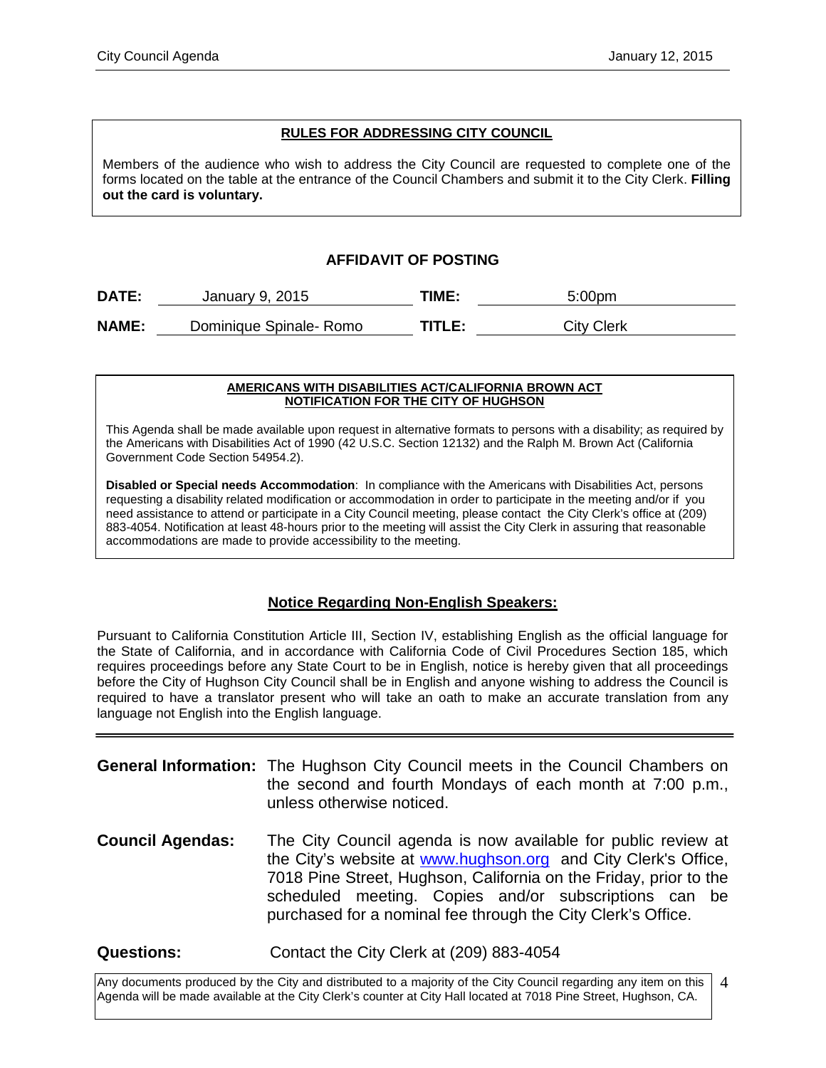### RULES FOR ADDRESSING CITY COUNCIL

Members of the audience who wish to address the City Council are requested to complete one of the forms located on the table at the entrance of the Council Chambers and submit it to the City Clerk. **Filling out the card is voluntary.**

### AFFIDAVIT OF POSTING

| | | | |
|---|---|---|---|
| **DATE:** | January 9, 2015 | **TIME:** | 5:00pm |
| **NAME:** | Dominique Spinale- Romo | **TITLE:** | City Clerk |

#### AMERICANS WITH DISABILITIES ACT/CALIFORNIA BROWN ACT NOTIFICATION FOR THE CITY OF HUGHSON

This Agenda shall be made available upon request in alternative formats to persons with a disability; as required by the Americans with Disabilities Act of 1990 (42 U.S.C. Section 12132) and the Ralph M. Brown Act (California Government Code Section 54954.2).

**Disabled or Special needs Accommodation**: In compliance with the Americans with Disabilities Act, persons requesting a disability related modification or accommodation in order to participate in the meeting and/or if you need assistance to attend or participate in a City Council meeting, please contact the City Clerk's office at (209) 883-4054. Notification at least 48-hours prior to the meeting will assist the City Clerk in assuring that reasonable accommodations are made to provide accessibility to the meeting.

### Notice Regarding Non-English Speakers:

Pursuant to California Constitution Article III, Section IV, establishing English as the official language for the State of California, and in accordance with California Code of Civil Procedures Section 185, which requires proceedings before any State Court to be in English, notice is hereby given that all proceedings before the City of Hughson City Council shall be in English and anyone wishing to address the Council is required to have a translator present who will take an oath to make an accurate translation from any language not English into the English language.

---

**General Information:** The Hughson City Council meets in the Council Chambers on the second and fourth Mondays of each month at 7:00 p.m., unless otherwise noticed.

**Council Agendas:** The City Council agenda is now available for public review at the City's website at www.hughson.org and City Clerk's Office, 7018 Pine Street, Hughson, California on the Friday, prior to the scheduled meeting. Copies and/or subscriptions can be purchased for a nominal fee through the City Clerk's Office.

**Questions:** Contact the City Clerk at (209) 883-4054

Any documents produced by the City and distributed to a majority of the City Council regarding any item on this Agenda will be made available at the City Clerk's counter at City Hall located at 7018 Pine Street, Hughson, CA.